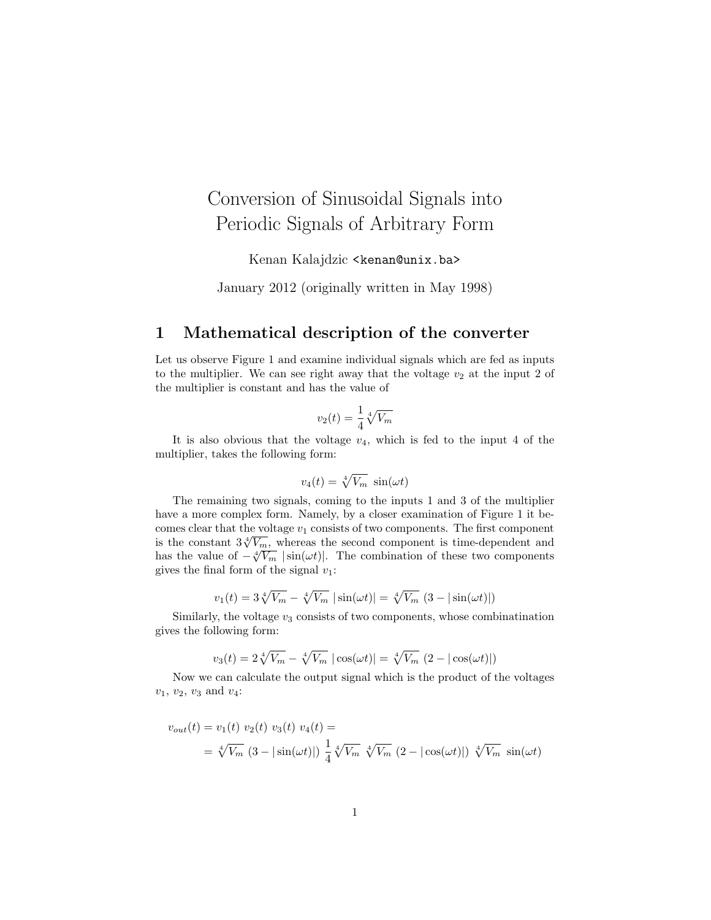# Conversion of Sinusoidal Signals into Periodic Signals of Arbitrary Form

Kenan Kalajdzic <kenan@unix.ba>

January 2012 (originally written in May 1998)

## 1 Mathematical description of the converter

Let us observe Figure 1 and examine individual signals which are fed as inputs to the multiplier. We can see right away that the voltage $v_2$ at the input 2 of the multiplier is constant and has the value of

$$v_2(t) = \frac{1}{4}\sqrt[4]{V_m}$$

It is also obvious that the voltage $v_4$, which is fed to the input 4 of the multiplier, takes the following form:

$$v_4(t) = \sqrt[4]{V_m}\ \sin(\omega t)$$

The remaining two signals, coming to the inputs 1 and 3 of the multiplier have a more complex form. Namely, by a closer examination of Figure 1 it becomes clear that the voltage $v_1$ consists of two components. The first component is the constant $3\sqrt[4]{V_m}$, whereas the second component is time-dependent and has the value of $-\sqrt[4]{V_m}\ |\sin(\omega t)|$. The combination of these two components gives the final form of the signal $v_1$:

$$v_1(t) = 3\sqrt[4]{V_m} - \sqrt[4]{V_m}\ |\sin(\omega t)| = \sqrt[4]{V_m}\ (3 - |\sin(\omega t)|)$$

Similarly, the voltage $v_3$ consists of two components, whose combinatination gives the following form:

$$v_3(t) = 2\sqrt[4]{V_m} - \sqrt[4]{V_m}\ |\cos(\omega t)| = \sqrt[4]{V_m}\ (2 - |\cos(\omega t)|)$$

Now we can calculate the output signal which is the product of the voltages $v_1$, $v_2$, $v_3$ and $v_4$:

$$\begin{aligned} v_{out}(t) &= v_1(t)\ v_2(t)\ v_3(t)\ v_4(t) = \\ &= \sqrt[4]{V_m}\ (3 - |\sin(\omega t)|)\ \frac{1}{4}\sqrt[4]{V_m}\ \sqrt[4]{V_m}\ (2 - |\cos(\omega t)|)\ \sqrt[4]{V_m}\ \sin(\omega t) \end{aligned}$$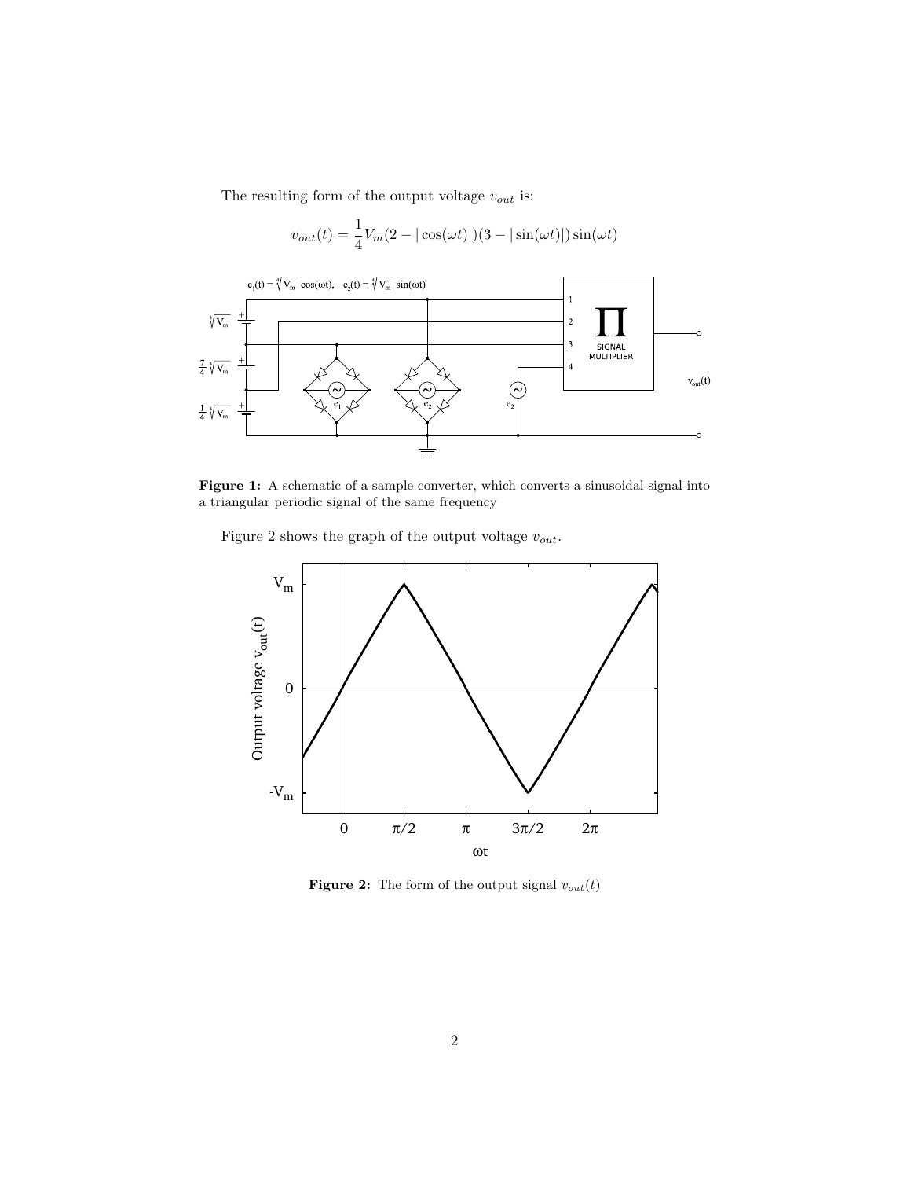The resulting form of the output voltage $v_{out}$ is:

$$v_{out}(t) = \frac{1}{4}V_m(2 - |\cos(\omega t)|)(3 - |\sin(\omega t)|)\sin(\omega t)$$

**Figure 1:** A schematic of a sample converter, which converts a sinusoidal signal into a triangular periodic signal of the same frequency

Figure 2 shows the graph of the output voltage $v_{out}$.

**Figure 2:** The form of the output signal $v_{out}(t)$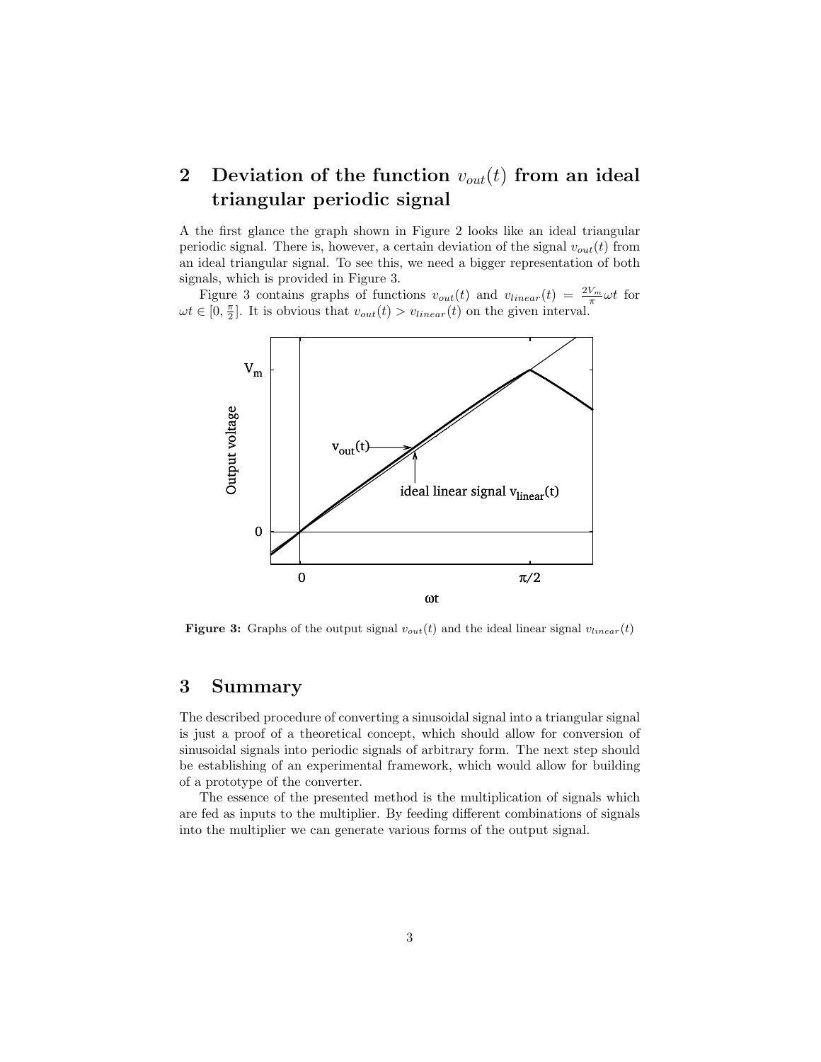## 2 Deviation of the function $v_{out}(t)$ from an ideal triangular periodic signal

A the first glance the graph shown in Figure 2 looks like an ideal triangular periodic signal. There is, however, a certain deviation of the signal $v_{out}(t)$ from an ideal triangular signal. To see this, we need a bigger representation of both signals, which is provided in Figure 3.

Figure 3 contains graphs of functions $v_{out}(t)$ and $v_{linear}(t) = \frac{2V_m}{\pi}\omega t$ for $\omega t \in [0, \frac{\pi}{2}]$. It is obvious that $v_{out}(t) > v_{linear}(t)$ on the given interval.

Output voltage
V_m
0
v_out(t)
ideal linear signal v_linear(t)
0
π/2
ωt

**Figure 3:** Graphs of the output signal $v_{out}(t)$ and the ideal linear signal $v_{linear}(t)$

## 3 Summary

The described procedure of converting a sinusoidal signal into a triangular signal is just a proof of a theoretical concept, which should allow for conversion of sinusoidal signals into periodic signals of arbitrary form. The next step should be establishing of an experimental framework, which would allow for building of a prototype of the converter.

The essence of the presented method is the multiplication of signals which are fed as inputs to the multiplier. By feeding different combinations of signals into the multiplier we can generate various forms of the output signal.